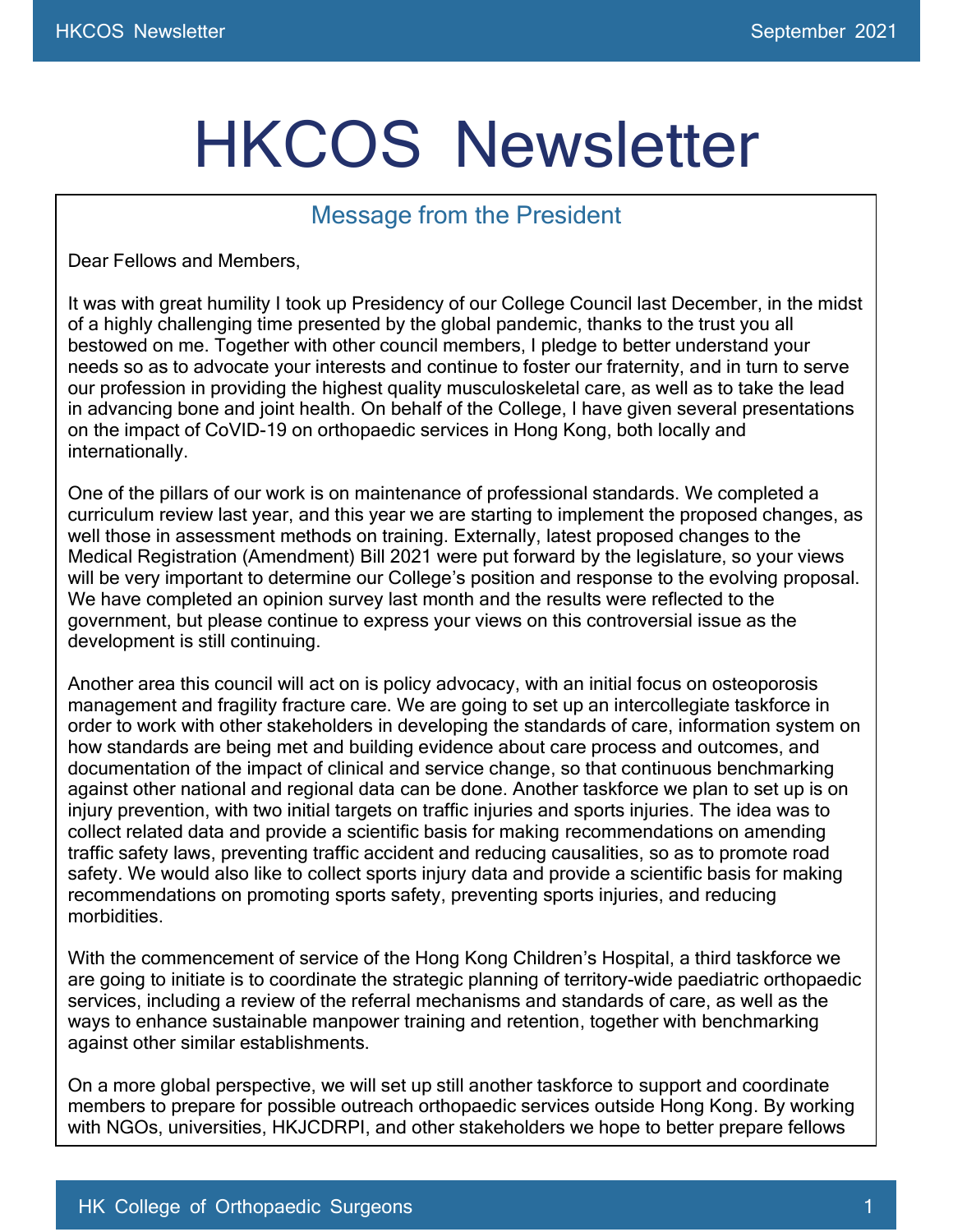# HKCOS Newsletter

## Message from the President

Dear Fellows and Members,

It was with great humility I took up Presidency of our College Council last December, in the midst of a highly challenging time presented by the global pandemic, thanks to the trust you all bestowed on me. Together with other council members, I pledge to better understand your needs so as to advocate your interests and continue to foster our fraternity, and in turn to serve our profession in providing the highest quality musculoskeletal care, as well as to take the lead in advancing bone and joint health. On behalf of the College, I have given several presentations on the impact of CoVID-19 on orthopaedic services in Hong Kong, both locally and internationally.

One of the pillars of our work is on maintenance of professional standards. We completed a curriculum review last year, and this year we are starting to implement the proposed changes, as well those in assessment methods on training. Externally, latest proposed changes to the Medical Registration (Amendment) Bill 2021 were put forward by the legislature, so your views will be very important to determine our College's position and response to the evolving proposal. We have completed an opinion survey last month and the results were reflected to the government, but please continue to express your views on this controversial issue as the development is still continuing.

Another area this council will act on is policy advocacy, with an initial focus on osteoporosis management and fragility fracture care. We are going to set up an intercollegiate taskforce in order to work with other stakeholders in developing the standards of care, information system on how standards are being met and building evidence about care process and outcomes, and documentation of the impact of clinical and service change, so that continuous benchmarking against other national and regional data can be done. Another taskforce we plan to set up is on injury prevention, with two initial targets on traffic injuries and sports injuries. The idea was to collect related data and provide a scientific basis for making recommendations on amending traffic safety laws, preventing traffic accident and reducing causalities, so as to promote road safety. We would also like to collect sports injury data and provide a scientific basis for making recommendations on promoting sports safety, preventing sports injuries, and reducing morbidities.

With the commencement of service of the Hong Kong Children's Hospital, a third taskforce we are going to initiate is to coordinate the strategic planning of territory-wide paediatric orthopaedic services, including a review of the referral mechanisms and standards of care, as well as the ways to enhance sustainable manpower training and retention, together with benchmarking against other similar establishments.

On a more global perspective, we will set up still another taskforce to support and coordinate members to prepare for possible outreach orthopaedic services outside Hong Kong. By working with NGOs, universities, HKJCDRPI, and other stakeholders we hope to better prepare fellows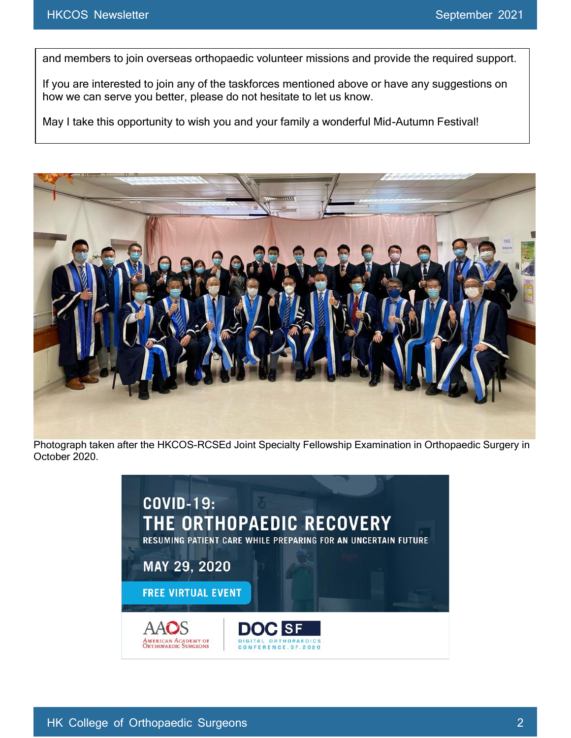and members to join overseas orthopaedic volunteer missions and provide the required support.

If you are interested to join any of the taskforces mentioned above or have any suggestions on how we can serve you better, please do not hesitate to let us know.

May I take this opportunity to wish you and your family a wonderful Mid-Autumn Festival!

Photograph taken after the HKCOS-RCSEd Joint Specialty Fellowship Examination in Orthopaedic Surgery in October 2020.

COVID-19: THE ORTHOPAEDIC RECOVERY

RESUMING PATIENT CARE WHILE PREPARING FOR AN UNCERTAIN FUTURE

MAY 29, 2020

FREE VIRTUAL EVENT

AAOS American Academy of Orthopaedic Surgeons | DOC SF Digital Orthopaedics Conference.SF.2020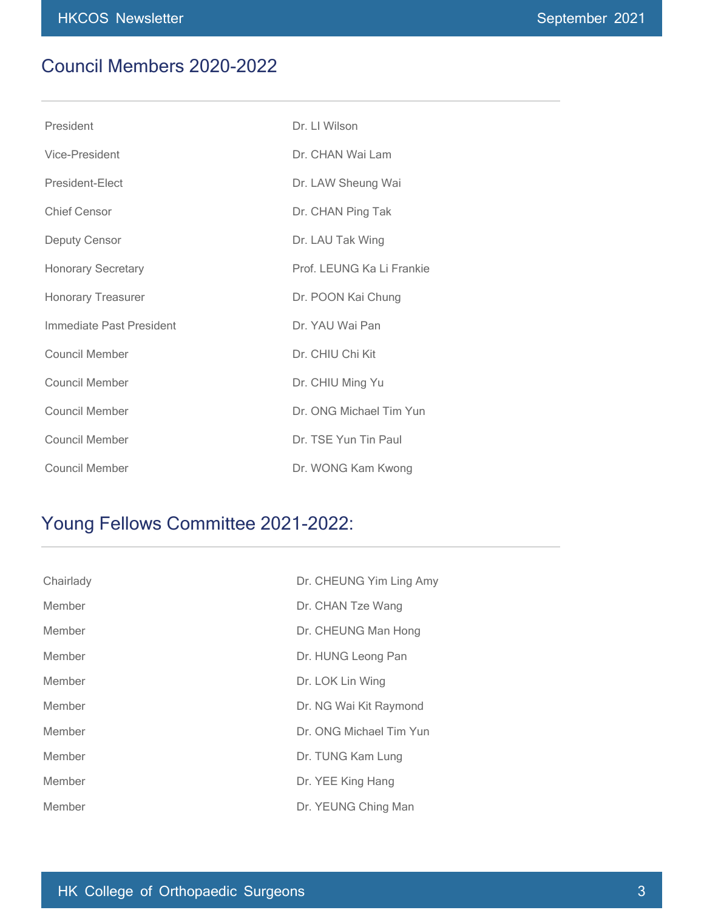## Council Members 2020-2022

| | |
|---|---|
| President | Dr. LI Wilson |
| Vice-President | Dr. CHAN Wai Lam |
| President-Elect | Dr. LAW Sheung Wai |
| Chief Censor | Dr. CHAN Ping Tak |
| Deputy Censor | Dr. LAU Tak Wing |
| Honorary Secretary | Prof. LEUNG Ka Li Frankie |
| Honorary Treasurer | Dr. POON Kai Chung |
| Immediate Past President | Dr. YAU Wai Pan |
| Council Member | Dr. CHIU Chi Kit |
| Council Member | Dr. CHIU Ming Yu |
| Council Member | Dr. ONG Michael Tim Yun |
| Council Member | Dr. TSE Yun Tin Paul |
| Council Member | Dr. WONG Kam Kwong |

## Young Fellows Committee 2021-2022:

| | |
|---|---|
| Chairlady | Dr. CHEUNG Yim Ling Amy |
| Member | Dr. CHAN Tze Wang |
| Member | Dr. CHEUNG Man Hong |
| Member | Dr. HUNG Leong Pan |
| Member | Dr. LOK Lin Wing |
| Member | Dr. NG Wai Kit Raymond |
| Member | Dr. ONG Michael Tim Yun |
| Member | Dr. TUNG Kam Lung |
| Member | Dr. YEE King Hang |
| Member | Dr. YEUNG Ching Man |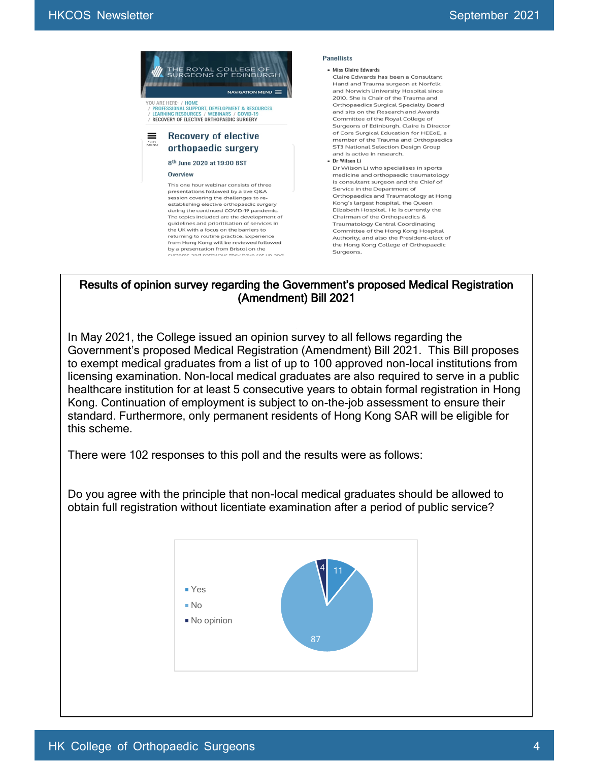THE ROYAL COLLEGE OF SURGEONS OF EDINBURGH

NAVIGATION MENU

YOU ARE HERE: / HOME / PROFESSIONAL SUPPORT, DEVELOPMENT & RESOURCES / LEARNING RESOURCES / WEBINARS / COVID-19 / RECOVERY OF ELECTIVE ORTHOPAEDIC SURGERY

## Recovery of elective orthopaedic surgery

8th June 2020 at 19:00 BST

**Overview**

This one hour webinar consists of three presentations followed by a live Q&A session covering the challenges to re-establishing elective orthopaedic surgery during the continued COVID-19 pandemic. The topics included are the development of guidelines and prioritisation of services in the UK with a focus on the barriers to returning to routine practice. Experience from Hong Kong will be reviewed followed by a presentation from Bristol on the systems and pathways they have set up and

**Panellists**

- **Miss Claire Edwards**
  Claire Edwards has been a Consultant Hand and Trauma surgeon at Norfolk and Norwich University Hospital since 2010. She is Chair of the Trauma and Orthopaedics Surgical Specialty Board and sits on the Research and Awards Committee of the Royal College of Surgeons of Edinburgh. Claire is Director of Core Surgical Education for HEEoE, a member of the Trauma and Orthopaedics ST3 National Selection Design Group and is active in research.
- **Dr Wilson Li**
  Dr Wilson Li who specialises in sports medicine and orthopaedic traumatology is consultant surgeon and the Chief of Service in the Department of Orthopaedics and Traumatology at Hong Kong's largest hospital, the Queen Elizabeth Hospital. He is currently the Chairman of the Orthopaedics & Traumatology Central Coordinating Committee of the Hong Kong Hospital Authority, and also the President-elect of the Hong Kong College of Orthopaedic Surgeons.

## Results of opinion survey regarding the Government's proposed Medical Registration (Amendment) Bill 2021

In May 2021, the College issued an opinion survey to all fellows regarding the Government's proposed Medical Registration (Amendment) Bill 2021. This Bill proposes to exempt medical graduates from a list of up to 100 approved non-local institutions from licensing examination. Non-local medical graduates are also required to serve in a public healthcare institution for at least 5 consecutive years to obtain formal registration in Hong Kong. Continuation of employment is subject to on-the-job assessment to ensure their standard. Furthermore, only permanent residents of Hong Kong SAR will be eligible for this scheme.

There were 102 responses to this poll and the results were as follows:

Do you agree with the principle that non-local medical graduates should be allowed to obtain full registration without licentiate examination after a period of public service?

| Response | Count |
|---|---|
| Yes | 11 |
| No | 87 |
| No opinion | 4 |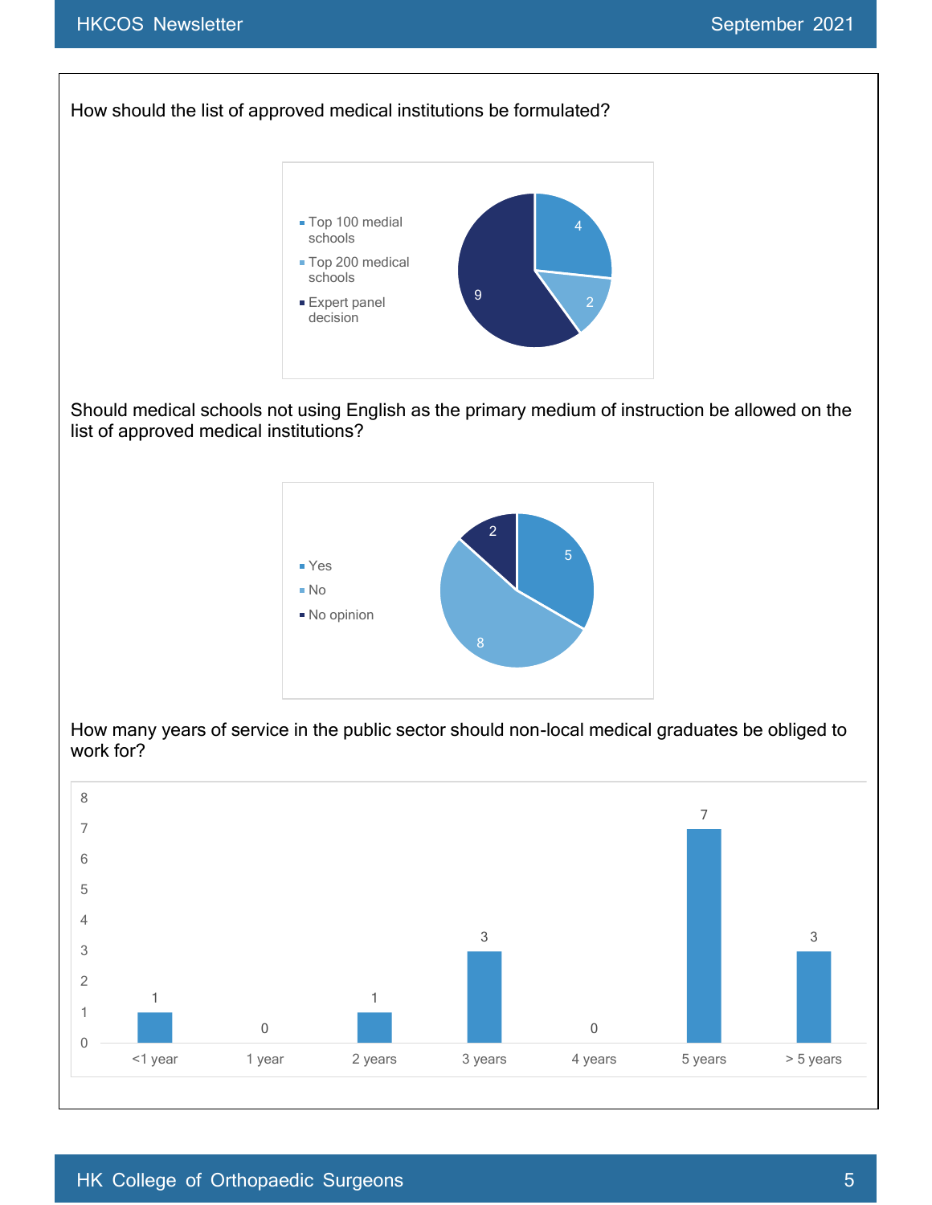How should the list of approved medical institutions be formulated?

| Option | Responses |
|---|---|
| Top 100 medial schools | 4 |
| Top 200 medical schools | 2 |
| Expert panel decision | 9 |

Should medical schools not using English as the primary medium of instruction be allowed on the list of approved medical institutions?

| Option | Responses |
|---|---|
| Yes | 5 |
| No | 8 |
| No opinion | 2 |

How many years of service in the public sector should non-local medical graduates be obliged to work for?

| Years | Responses |
|---|---|
| <1 year | 1 |
| 1 year | 0 |
| 2 years | 1 |
| 3 years | 3 |
| 4 years | 0 |
| 5 years | 7 |
| > 5 years | 3 |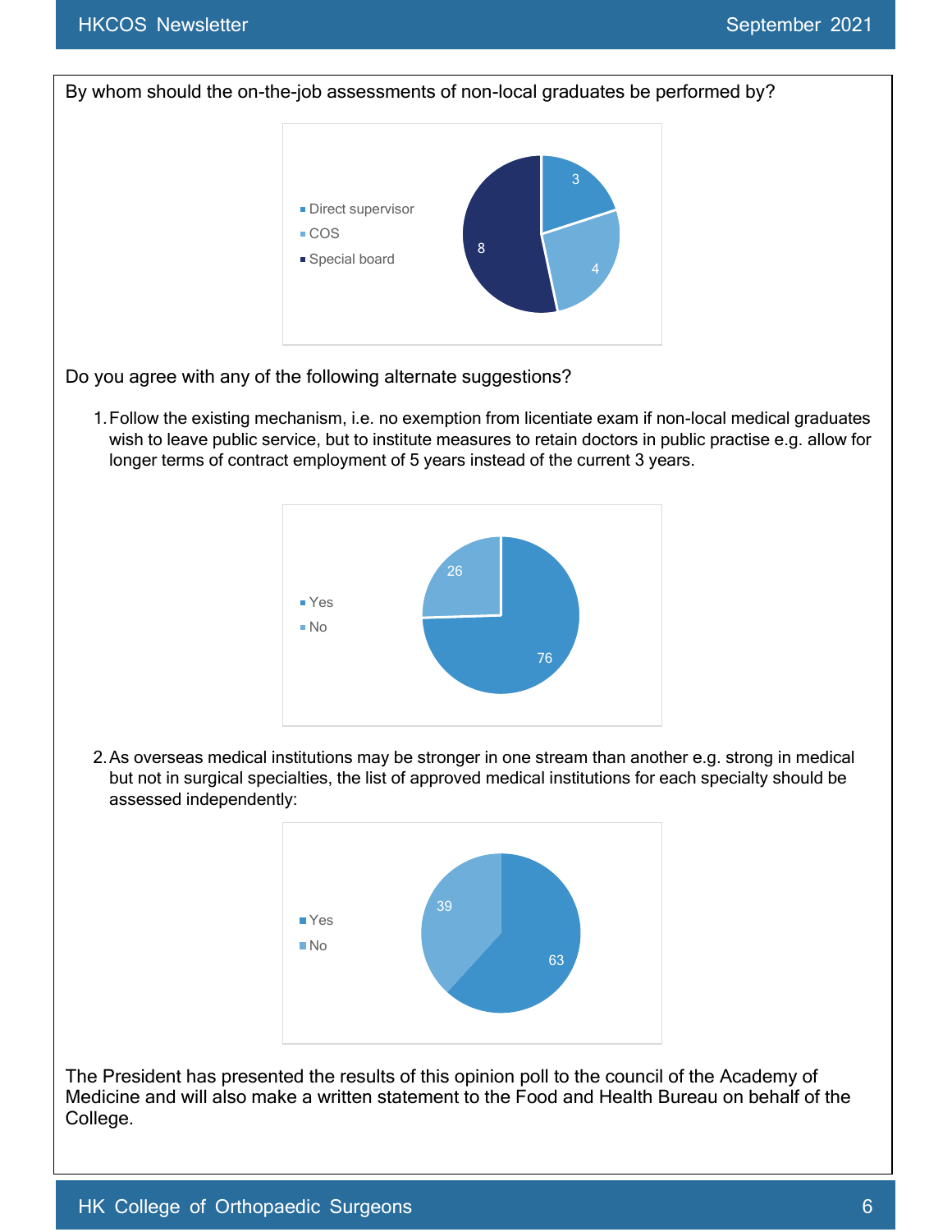By whom should the on-the-job assessments of non-local graduates be performed by?

Direct supervisor
COS
Special board

3
4
8

Do you agree with any of the following alternate suggestions?

1. Follow the existing mechanism, i.e. no exemption from licentiate exam if non-local medical graduates wish to leave public service, but to institute measures to retain doctors in public practise e.g. allow for longer terms of contract employment of 5 years instead of the current 3 years.

Yes
No

26
76

2. As overseas medical institutions may be stronger in one stream than another e.g. strong in medical but not in surgical specialties, the list of approved medical institutions for each specialty should be assessed independently:

Yes
No

39
63

The President has presented the results of this opinion poll to the council of the Academy of Medicine and will also make a written statement to the Food and Health Bureau on behalf of the College.